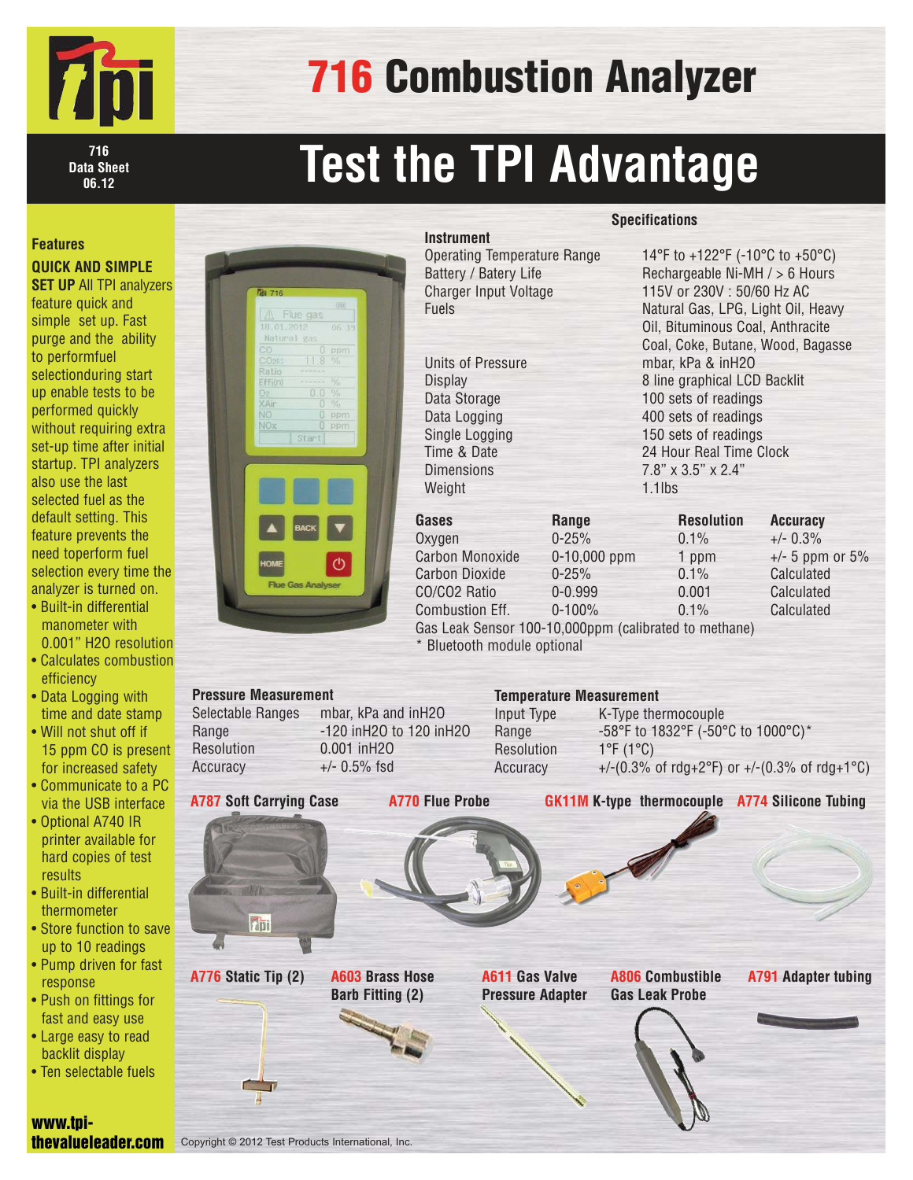# 716 Combustion Analyzer

716 Data Sheet 06.12

## Test the TPI Advantage

### Features

**QUICK AND SIMPLE SET UP** All TPI analyzers feature quick and simple set up. Fast purge and the ability to performfuel selectionduring start up enable tests to be performed quickly without requiring extra set-up time after initial startup. TPI analyzers also use the last selected fuel as the default setting. This feature prevents the need toperform fuel selection every time the analyzer is turned on.

- Built-in differential manometer with 0.001" H2O resolution
- Calculates combustion efficiency
- Data Logging with time and date stamp
- Will not shut off if 15 ppm CO is present for increased safety
- Communicate to a PC via the USB interface
- Optional A740 IR printer available for hard copies of test results
- Built-in differential thermometer
- Store function to save up to 10 readings
- Pump driven for fast response
- Push on fittings for fast and easy use
- Large easy to read backlit display
- Ten selectable fuels

### Specifications

**Instrument**

| | |
|---|---|
| Operating Temperature Range | 14°F to +122°F (-10°C to +50°C) |
| Battery / Batery Life | Rechargeable Ni-MH / > 6 Hours |
| Charger Input Voltage | 115V or 230V : 50/60 Hz AC |
| Fuels | Natural Gas, LPG, Light Oil, Heavy Oil, Bituminous Coal, Anthracite Coal, Coke, Butane, Wood, Bagasse |
| Units of Pressure | mbar, kPa & inH2O |
| Display | 8 line graphical LCD Backlit |
| Data Storage | 100 sets of readings |
| Data Logging | 400 sets of readings |
| Single Logging | 150 sets of readings |
| Time & Date | 24 Hour Real Time Clock |
| Dimensions | 7.8" x 3.5" x 2.4" |
| Weight | 1.1lbs |

| Gases | Range | Resolution | Accuracy |
|---|---|---|---|
| Oxygen | 0-25% | 0.1% | +/- 0.3% |
| Carbon Monoxide | 0-10,000 ppm | 1 ppm | +/- 5 ppm or 5% |
| Carbon Dioxide | 0-25% | 0.1% | Calculated |
| CO/CO2 Ratio | 0-0.999 | 0.001 | Calculated |
| Combustion Eff. | 0-100% | 0.1% | Calculated |

Gas Leak Sensor 100-10,000ppm (calibrated to methane)

* Bluetooth module optional

**Pressure Measurement**

| | |
|---|---|
| Selectable Ranges | mbar, kPa and inH2O |
| Range | -120 inH2O to 120 inH2O |
| Resolution | 0.001 inH2O |
| Accuracy | +/- 0.5% fsd |

**Temperature Measurement**

| | |
|---|---|
| Input Type | K-Type thermocouple |
| Range | -58°F to 1832°F (-50°C to 1000°C)* |
| Resolution | 1°F (1°C) |
| Accuracy | +/-(0.3% of rdg+2°F) or +/-(0.3% of rdg+1°C) |

**A787** Soft Carrying Case

**A770** Flue Probe

**GK11M** K-type thermocouple

**A774** Silicone Tubing

**A776** Static Tip (2)

**A603** Brass Hose Barb Fitting (2)

**A611** Gas Valve Pressure Adapter

**A806** Combustible Gas Leak Probe

**A791** Adapter tubing

www.tpi-thevalueleader.com

Copyright © 2012 Test Products International, Inc.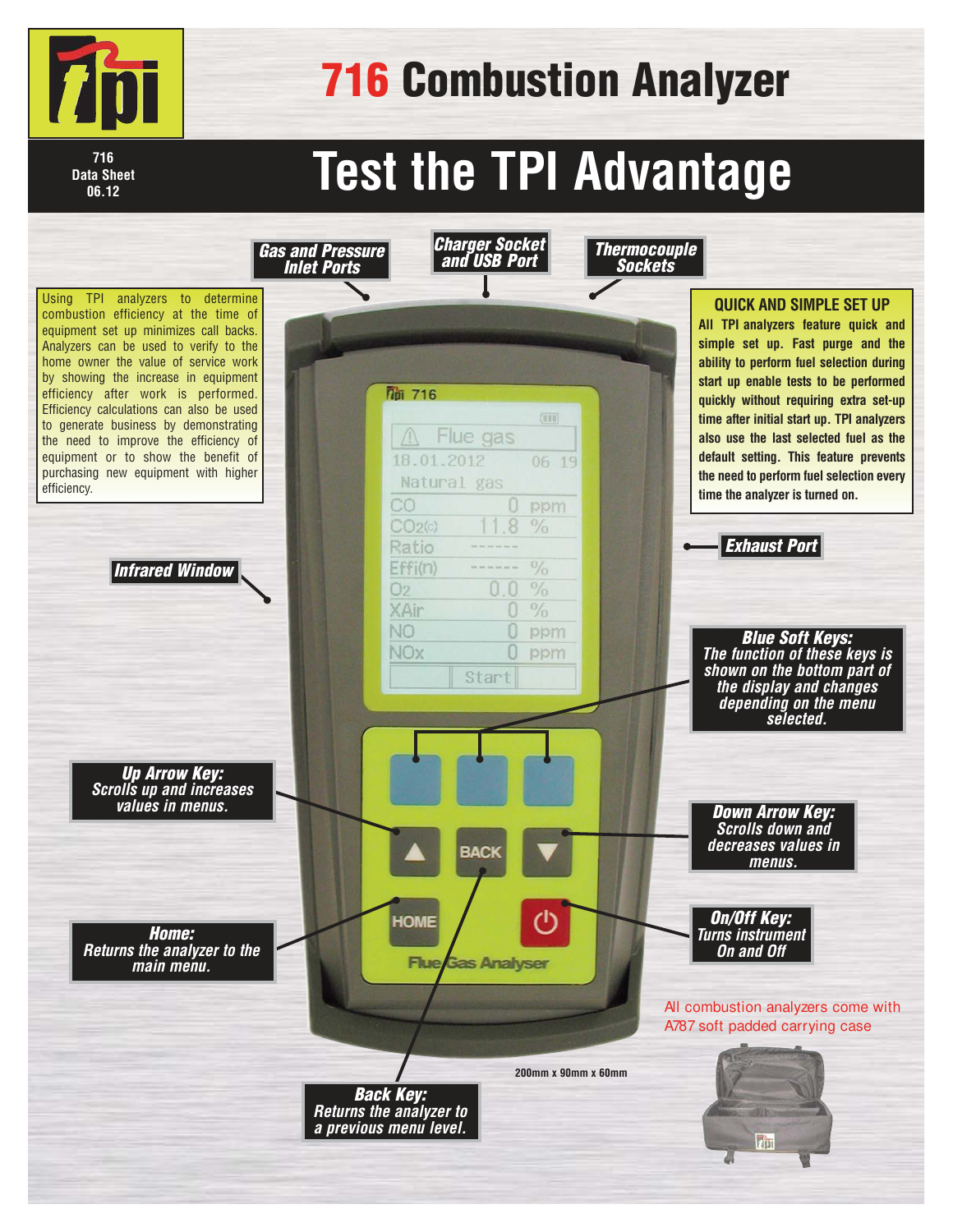# 716 Combustion Analyzer

716 Data Sheet 06.12

# Test the TPI Advantage

Using TPI analyzers to determine combustion efficiency at the time of equipment set up minimizes call backs. Analyzers can be used to verify to the home owner the value of service work by showing the increase in equipment efficiency after work is performed. Efficiency calculations can also be used to generate business by demonstrating the need to improve the efficiency of equipment or to show the benefit of purchasing new equipment with higher efficiency.

**Gas and Pressure Inlet Ports**

**Charger Socket and USB Port**

**Thermocouple Sockets**

## QUICK AND SIMPLE SET UP

**All TPI analyzers feature quick and simple set up. Fast purge and the ability to perform fuel selection during start up enable tests to be performed quickly without requiring extra set-up time after initial start up. TPI analyzers also use the last selected fuel as the default setting. This feature prevents the need to perform fuel selection every time the analyzer is turned on.**

**Exhaust Port**

**Infrared Window**

***Blue Soft Keys:*** *The function of these keys is shown on the bottom part of the display and changes depending on the menu selected.*

***Up Arrow Key:*** *Scrolls up and increases values in menus.*

***Down Arrow Key:*** *Scrolls down and decreases values in menus.*

***Home:*** *Returns the analyzer to the main menu.*

***On/Off Key:*** *Turns instrument On and Off*

***Back Key:*** *Returns the analyzer to a previous menu level.*

200mm x 90mm x 60mm

All combustion analyzers come with A787 soft padded carrying case